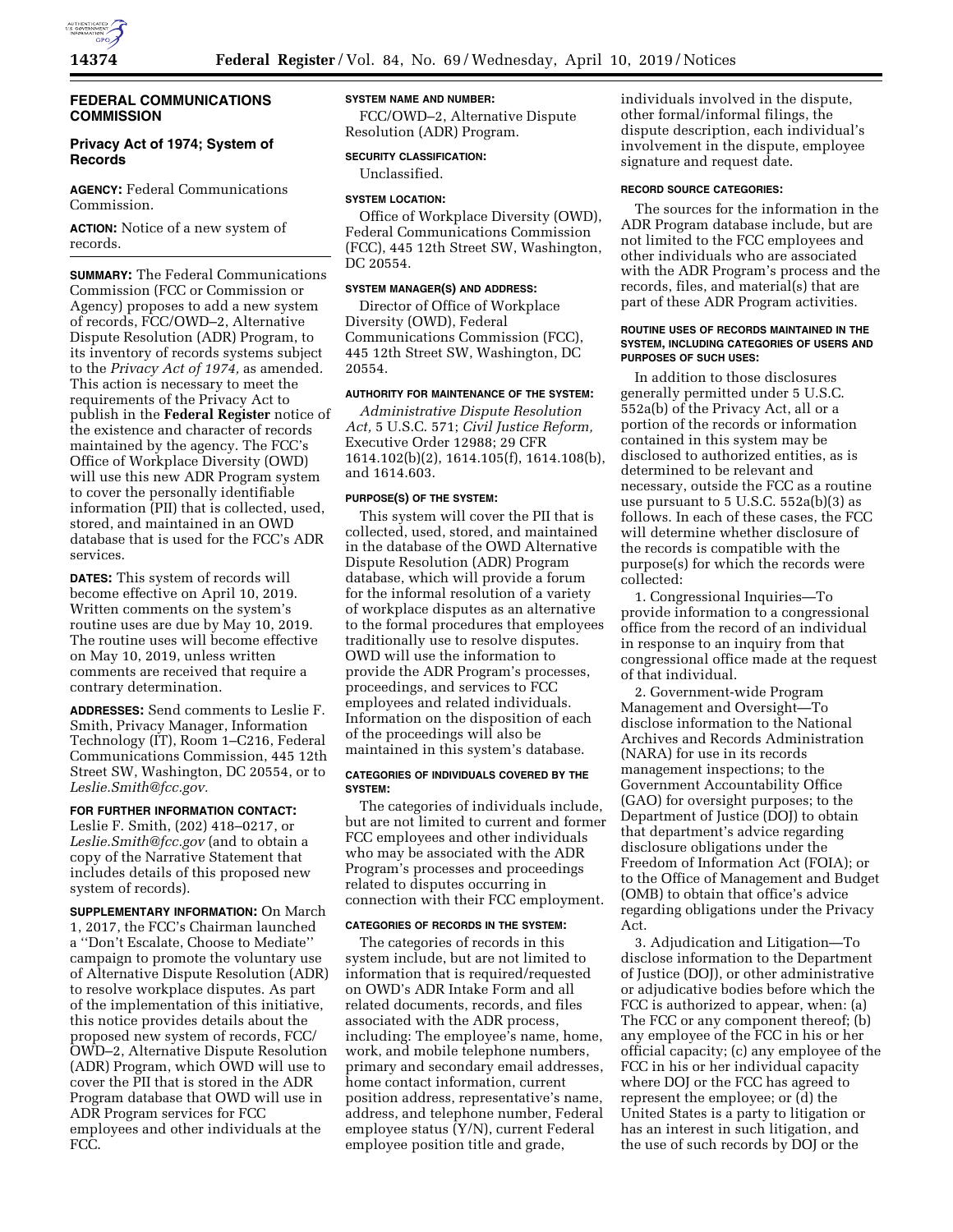## FEDERAL COMMUNICATIONS COMMISSION

### Privacy Act of 1974; System of Records

**AGENCY:** Federal Communications Commission.

**ACTION:** Notice of a new system of records.

**SUMMARY:** The Federal Communications Commission (FCC or Commission or Agency) proposes to add a new system of records, FCC/OWD–2, Alternative Dispute Resolution (ADR) Program, to its inventory of records systems subject to the *Privacy Act of 1974,* as amended. This action is necessary to meet the requirements of the Privacy Act to publish in the **Federal Register** notice of the existence and character of records maintained by the agency. The FCC's Office of Workplace Diversity (OWD) will use this new ADR Program system to cover the personally identifiable information (PII) that is collected, used, stored, and maintained in an OWD database that is used for the FCC's ADR services.

**DATES:** This system of records will become effective on April 10, 2019. Written comments on the system's routine uses are due by May 10, 2019. The routine uses will become effective on May 10, 2019, unless written comments are received that require a contrary determination.

**ADDRESSES:** Send comments to Leslie F. Smith, Privacy Manager, Information Technology (IT), Room 1–C216, Federal Communications Commission, 445 12th Street SW, Washington, DC 20554, or to *Leslie.Smith@fcc.gov.*

**FOR FURTHER INFORMATION CONTACT:** Leslie F. Smith, (202) 418–0217, or *Leslie.Smith@fcc.gov* (and to obtain a copy of the Narrative Statement that includes details of this proposed new system of records).

**SUPPLEMENTARY INFORMATION:** On March 1, 2017, the FCC's Chairman launched a ''Don't Escalate, Choose to Mediate'' campaign to promote the voluntary use of Alternative Dispute Resolution (ADR) to resolve workplace disputes. As part of the implementation of this initiative, this notice provides details about the proposed new system of records, FCC/OWD–2, Alternative Dispute Resolution (ADR) Program, which OWD will use to cover the PII that is stored in the ADR Program database that OWD will use in ADR Program services for FCC employees and other individuals at the FCC.

**SYSTEM NAME AND NUMBER:**

FCC/OWD–2, Alternative Dispute Resolution (ADR) Program.

**SECURITY CLASSIFICATION:**

Unclassified.

**SYSTEM LOCATION:**

Office of Workplace Diversity (OWD), Federal Communications Commission (FCC), 445 12th Street SW, Washington, DC 20554.

**SYSTEM MANAGER(S) AND ADDRESS:**

Director of Office of Workplace Diversity (OWD), Federal Communications Commission (FCC), 445 12th Street SW, Washington, DC 20554.

**AUTHORITY FOR MAINTENANCE OF THE SYSTEM:**

*Administrative Dispute Resolution Act,* 5 U.S.C. 571; *Civil Justice Reform,* Executive Order 12988; 29 CFR 1614.102(b)(2), 1614.105(f), 1614.108(b), and 1614.603.

**PURPOSE(S) OF THE SYSTEM:**

This system will cover the PII that is collected, used, stored, and maintained in the database of the OWD Alternative Dispute Resolution (ADR) Program database, which will provide a forum for the informal resolution of a variety of workplace disputes as an alternative to the formal procedures that employees traditionally use to resolve disputes. OWD will use the information to provide the ADR Program's processes, proceedings, and services to FCC employees and related individuals. Information on the disposition of each of the proceedings will also be maintained in this system's database.

**CATEGORIES OF INDIVIDUALS COVERED BY THE SYSTEM:**

The categories of individuals include, but are not limited to current and former FCC employees and other individuals who may be associated with the ADR Program's processes and proceedings related to disputes occurring in connection with their FCC employment.

**CATEGORIES OF RECORDS IN THE SYSTEM:**

The categories of records in this system include, but are not limited to information that is required/requested on OWD's ADR Intake Form and all related documents, records, and files associated with the ADR process, including: The employee's name, home, work, and mobile telephone numbers, primary and secondary email addresses, home contact information, current position address, representative's name, address, and telephone number, Federal employee status (Y/N), current Federal employee position title and grade, individuals involved in the dispute, other formal/informal filings, the dispute description, each individual's involvement in the dispute, employee signature and request date.

**RECORD SOURCE CATEGORIES:**

The sources for the information in the ADR Program database include, but are not limited to the FCC employees and other individuals who are associated with the ADR Program's process and the records, files, and material(s) that are part of these ADR Program activities.

**ROUTINE USES OF RECORDS MAINTAINED IN THE SYSTEM, INCLUDING CATEGORIES OF USERS AND PURPOSES OF SUCH USES:**

In addition to those disclosures generally permitted under 5 U.S.C. 552a(b) of the Privacy Act, all or a portion of the records or information contained in this system may be disclosed to authorized entities, as is determined to be relevant and necessary, outside the FCC as a routine use pursuant to 5 U.S.C. 552a(b)(3) as follows. In each of these cases, the FCC will determine whether disclosure of the records is compatible with the purpose(s) for which the records were collected:

1. Congressional Inquiries—To provide information to a congressional office from the record of an individual in response to an inquiry from that congressional office made at the request of that individual.

2. Government-wide Program Management and Oversight—To disclose information to the National Archives and Records Administration (NARA) for use in its records management inspections; to the Government Accountability Office (GAO) for oversight purposes; to the Department of Justice (DOJ) to obtain that department's advice regarding disclosure obligations under the Freedom of Information Act (FOIA); or to the Office of Management and Budget (OMB) to obtain that office's advice regarding obligations under the Privacy Act.

3. Adjudication and Litigation—To disclose information to the Department of Justice (DOJ), or other administrative or adjudicative bodies before which the FCC is authorized to appear, when: (a) The FCC or any component thereof; (b) any employee of the FCC in his or her official capacity; (c) any employee of the FCC in his or her individual capacity where DOJ or the FCC has agreed to represent the employee; or (d) the United States is a party to litigation or has an interest in such litigation, and the use of such records by DOJ or the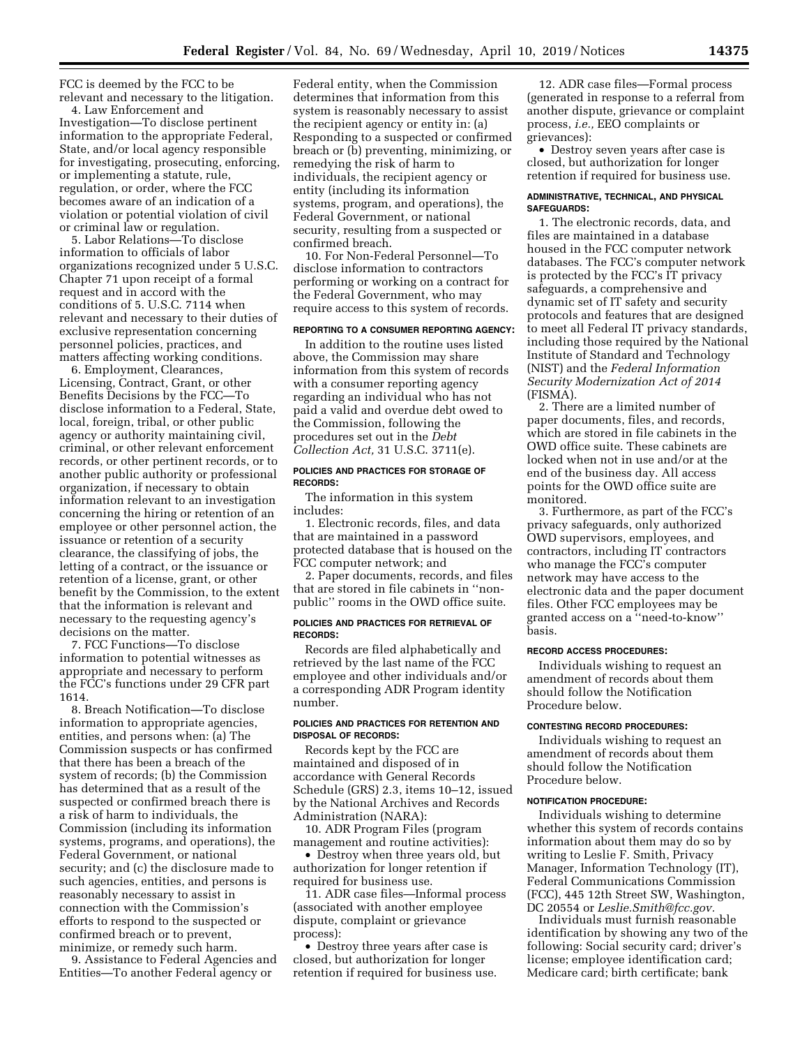FCC is deemed by the FCC to be relevant and necessary to the litigation.

4. Law Enforcement and Investigation—To disclose pertinent information to the appropriate Federal, State, and/or local agency responsible for investigating, prosecuting, enforcing, or implementing a statute, rule, regulation, or order, where the FCC becomes aware of an indication of a violation or potential violation of civil or criminal law or regulation.

5. Labor Relations—To disclose information to officials of labor organizations recognized under 5 U.S.C. Chapter 71 upon receipt of a formal request and in accord with the conditions of 5. U.S.C. 7114 when relevant and necessary to their duties of exclusive representation concerning personnel policies, practices, and matters affecting working conditions.

6. Employment, Clearances, Licensing, Contract, Grant, or other Benefits Decisions by the FCC—To disclose information to a Federal, State, local, foreign, tribal, or other public agency or authority maintaining civil, criminal, or other relevant enforcement records, or other pertinent records, or to another public authority or professional organization, if necessary to obtain information relevant to an investigation concerning the hiring or retention of an employee or other personnel action, the issuance or retention of a security clearance, the classifying of jobs, the letting of a contract, or the issuance or retention of a license, grant, or other benefit by the Commission, to the extent that the information is relevant and necessary to the requesting agency's decisions on the matter.

7. FCC Functions—To disclose information to potential witnesses as appropriate and necessary to perform the FCC's functions under 29 CFR part 1614.

8. Breach Notification—To disclose information to appropriate agencies, entities, and persons when: (a) The Commission suspects or has confirmed that there has been a breach of the system of records; (b) the Commission has determined that as a result of the suspected or confirmed breach there is a risk of harm to individuals, the Commission (including its information systems, programs, and operations), the Federal Government, or national security; and (c) the disclosure made to such agencies, entities, and persons is reasonably necessary to assist in connection with the Commission's efforts to respond to the suspected or confirmed breach or to prevent, minimize, or remedy such harm.

9. Assistance to Federal Agencies and Entities—To another Federal agency or Federal entity, when the Commission determines that information from this system is reasonably necessary to assist the recipient agency or entity in: (a) Responding to a suspected or confirmed breach or (b) preventing, minimizing, or remedying the risk of harm to individuals, the recipient agency or entity (including its information systems, program, and operations), the Federal Government, or national security, resulting from a suspected or confirmed breach.

10. For Non-Federal Personnel—To disclose information to contractors performing or working on a contract for the Federal Government, who may require access to this system of records.

#### REPORTING TO A CONSUMER REPORTING AGENCY:

In addition to the routine uses listed above, the Commission may share information from this system of records with a consumer reporting agency regarding an individual who has not paid a valid and overdue debt owed to the Commission, following the procedures set out in the *Debt Collection Act,* 31 U.S.C. 3711(e).

#### POLICIES AND PRACTICES FOR STORAGE OF RECORDS:

The information in this system includes:

1. Electronic records, files, and data that are maintained in a password protected database that is housed on the FCC computer network; and

2. Paper documents, records, and files that are stored in file cabinets in ''non-public'' rooms in the OWD office suite.

#### POLICIES AND PRACTICES FOR RETRIEVAL OF RECORDS:

Records are filed alphabetically and retrieved by the last name of the FCC employee and other individuals and/or a corresponding ADR Program identity number.

#### POLICIES AND PRACTICES FOR RETENTION AND DISPOSAL OF RECORDS:

Records kept by the FCC are maintained and disposed of in accordance with General Records Schedule (GRS) 2.3, items 10–12, issued by the National Archives and Records Administration (NARA):

10. ADR Program Files (program management and routine activities):

- Destroy when three years old, but authorization for longer retention if required for business use.

11. ADR case files—Informal process (associated with another employee dispute, complaint or grievance process):

- Destroy three years after case is closed, but authorization for longer retention if required for business use.

12. ADR case files—Formal process (generated in response to a referral from another dispute, grievance or complaint process, *i.e.,* EEO complaints or grievances):

- Destroy seven years after case is closed, but authorization for longer retention if required for business use.

#### ADMINISTRATIVE, TECHNICAL, AND PHYSICAL SAFEGUARDS:

1. The electronic records, data, and files are maintained in a database housed in the FCC computer network databases. The FCC's computer network is protected by the FCC's IT privacy safeguards, a comprehensive and dynamic set of IT safety and security protocols and features that are designed to meet all Federal IT privacy standards, including those required by the National Institute of Standard and Technology (NIST) and the *Federal Information Security Modernization Act of 2014* (FISMA).

2. There are a limited number of paper documents, files, and records, which are stored in file cabinets in the OWD office suite. These cabinets are locked when not in use and/or at the end of the business day. All access points for the OWD office suite are monitored.

3. Furthermore, as part of the FCC's privacy safeguards, only authorized OWD supervisors, employees, and contractors, including IT contractors who manage the FCC's computer network may have access to the electronic data and the paper document files. Other FCC employees may be granted access on a ''need-to-know'' basis.

#### RECORD ACCESS PROCEDURES:

Individuals wishing to request an amendment of records about them should follow the Notification Procedure below.

#### CONTESTING RECORD PROCEDURES:

Individuals wishing to request an amendment of records about them should follow the Notification Procedure below.

#### NOTIFICATION PROCEDURE:

Individuals wishing to determine whether this system of records contains information about them may do so by writing to Leslie F. Smith, Privacy Manager, Information Technology (IT), Federal Communications Commission (FCC), 445 12th Street SW, Washington, DC 20554 or *Leslie.Smith@fcc.gov.*

Individuals must furnish reasonable identification by showing any two of the following: Social security card; driver's license; employee identification card; Medicare card; birth certificate; bank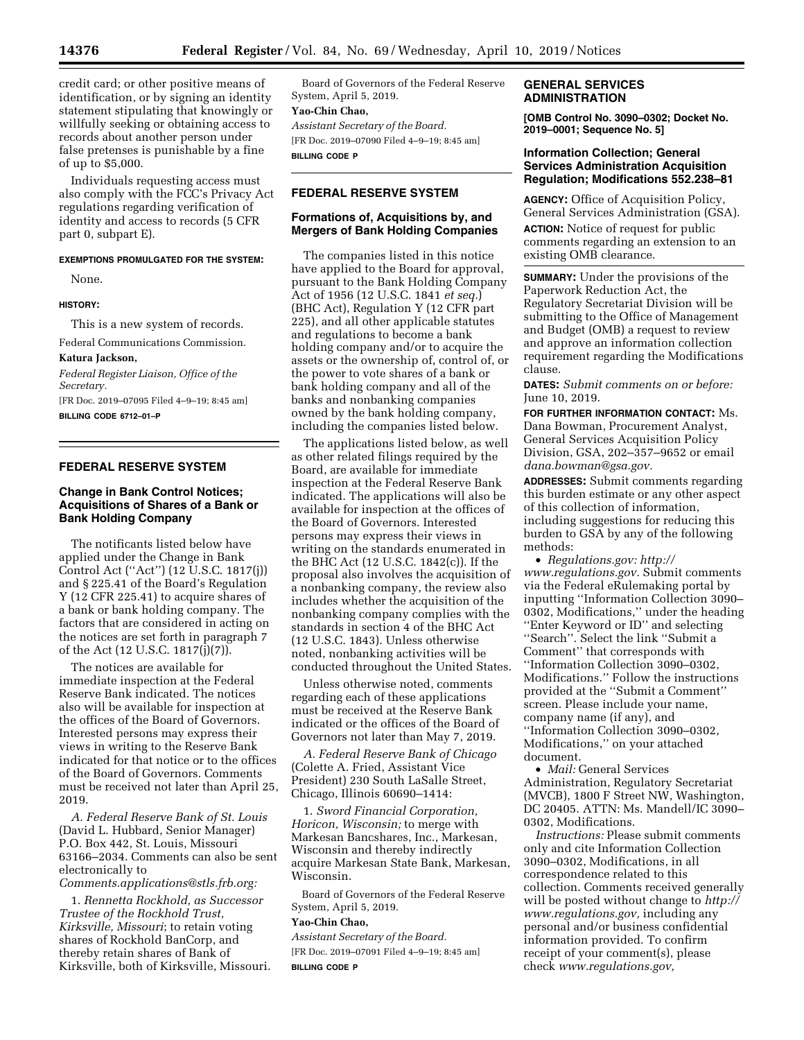credit card; or other positive means of identification, or by signing an identity statement stipulating that knowingly or willfully seeking or obtaining access to records about another person under false pretenses is punishable by a fine of up to $5,000.

Individuals requesting access must also comply with the FCC's Privacy Act regulations regarding verification of identity and access to records (5 CFR part 0, subpart E).

**EXEMPTIONS PROMULGATED FOR THE SYSTEM:**

None.

**HISTORY:**

This is a new system of records.

Federal Communications Commission.

**Katura Jackson,**

*Federal Register Liaison, Office of the Secretary.*

[FR Doc. 2019–07095 Filed 4–9–19; 8:45 am]

**BILLING CODE 6712–01–P**

## FEDERAL RESERVE SYSTEM

### Change in Bank Control Notices; Acquisitions of Shares of a Bank or Bank Holding Company

The notificants listed below have applied under the Change in Bank Control Act (''Act'') (12 U.S.C. 1817(j)) and § 225.41 of the Board's Regulation Y (12 CFR 225.41) to acquire shares of a bank or bank holding company. The factors that are considered in acting on the notices are set forth in paragraph 7 of the Act (12 U.S.C. 1817(j)(7)).

The notices are available for immediate inspection at the Federal Reserve Bank indicated. The notices also will be available for inspection at the offices of the Board of Governors. Interested persons may express their views in writing to the Reserve Bank indicated for that notice or to the offices of the Board of Governors. Comments must be received not later than April 25, 2019.

*A. Federal Reserve Bank of St. Louis* (David L. Hubbard, Senior Manager) P.O. Box 442, St. Louis, Missouri 63166–2034. Comments can also be sent electronically to *Comments.applications@stls.frb.org:*

1. *Rennetta Rockhold, as Successor Trustee of the Rockhold Trust, Kirksville, Missouri*; to retain voting shares of Rockhold BanCorp, and thereby retain shares of Bank of Kirksville, both of Kirksville, Missouri.

Board of Governors of the Federal Reserve System, April 5, 2019.

**Yao-Chin Chao,**

*Assistant Secretary of the Board.*

[FR Doc. 2019–07090 Filed 4–9–19; 8:45 am]

**BILLING CODE P**

## FEDERAL RESERVE SYSTEM

### Formations of, Acquisitions by, and Mergers of Bank Holding Companies

The companies listed in this notice have applied to the Board for approval, pursuant to the Bank Holding Company Act of 1956 (12 U.S.C. 1841 *et seq.*) (BHC Act), Regulation Y (12 CFR part 225), and all other applicable statutes and regulations to become a bank holding company and/or to acquire the assets or the ownership of, control of, or the power to vote shares of a bank or bank holding company and all of the banks and nonbanking companies owned by the bank holding company, including the companies listed below.

The applications listed below, as well as other related filings required by the Board, are available for immediate inspection at the Federal Reserve Bank indicated. The applications will also be available for inspection at the offices of the Board of Governors. Interested persons may express their views in writing on the standards enumerated in the BHC Act (12 U.S.C. 1842(c)). If the proposal also involves the acquisition of a nonbanking company, the review also includes whether the acquisition of the nonbanking company complies with the standards in section 4 of the BHC Act (12 U.S.C. 1843). Unless otherwise noted, nonbanking activities will be conducted throughout the United States.

Unless otherwise noted, comments regarding each of these applications must be received at the Reserve Bank indicated or the offices of the Board of Governors not later than May 7, 2019.

*A. Federal Reserve Bank of Chicago* (Colette A. Fried, Assistant Vice President) 230 South LaSalle Street, Chicago, Illinois 60690–1414:

1. *Sword Financial Corporation, Horicon, Wisconsin;* to merge with Markesan Bancshares, Inc., Markesan, Wisconsin and thereby indirectly acquire Markesan State Bank, Markesan, Wisconsin.

Board of Governors of the Federal Reserve System, April 5, 2019.

**Yao-Chin Chao,**

*Assistant Secretary of the Board.*

[FR Doc. 2019–07091 Filed 4–9–19; 8:45 am]

**BILLING CODE P**

## GENERAL SERVICES ADMINISTRATION

**[OMB Control No. 3090–0302; Docket No. 2019–0001; Sequence No. 5]**

### Information Collection; General Services Administration Acquisition Regulation; Modifications 552.238–81

**AGENCY:** Office of Acquisition Policy, General Services Administration (GSA).

**ACTION:** Notice of request for public comments regarding an extension to an existing OMB clearance.

**SUMMARY:** Under the provisions of the Paperwork Reduction Act, the Regulatory Secretariat Division will be submitting to the Office of Management and Budget (OMB) a request to review and approve an information collection requirement regarding the Modifications clause.

**DATES:** *Submit comments on or before:* June 10, 2019.

**FOR FURTHER INFORMATION CONTACT:** Ms. Dana Bowman, Procurement Analyst, General Services Acquisition Policy Division, GSA, 202–357–9652 or email *dana.bowman@gsa.gov.*

**ADDRESSES:** Submit comments regarding this burden estimate or any other aspect of this collection of information, including suggestions for reducing this burden to GSA by any of the following methods:

- *Regulations.gov: http://www.regulations.gov.* Submit comments via the Federal eRulemaking portal by inputting ''Information Collection 3090–0302, Modifications,'' under the heading ''Enter Keyword or ID'' and selecting ''Search''. Select the link ''Submit a Comment'' that corresponds with ''Information Collection 3090–0302, Modifications.'' Follow the instructions provided at the ''Submit a Comment'' screen. Please include your name, company name (if any), and ''Information Collection 3090–0302, Modifications,'' on your attached document.
- *Mail:* General Services Administration, Regulatory Secretariat (MVCB), 1800 F Street NW, Washington, DC 20405. ATTN: Ms. Mandell/IC 3090–0302, Modifications.

*Instructions:* Please submit comments only and cite Information Collection 3090–0302, Modifications, in all correspondence related to this collection. Comments received generally will be posted without change to *http://www.regulations.gov,* including any personal and/or business confidential information provided. To confirm receipt of your comment(s), please check *www.regulations.gov,*